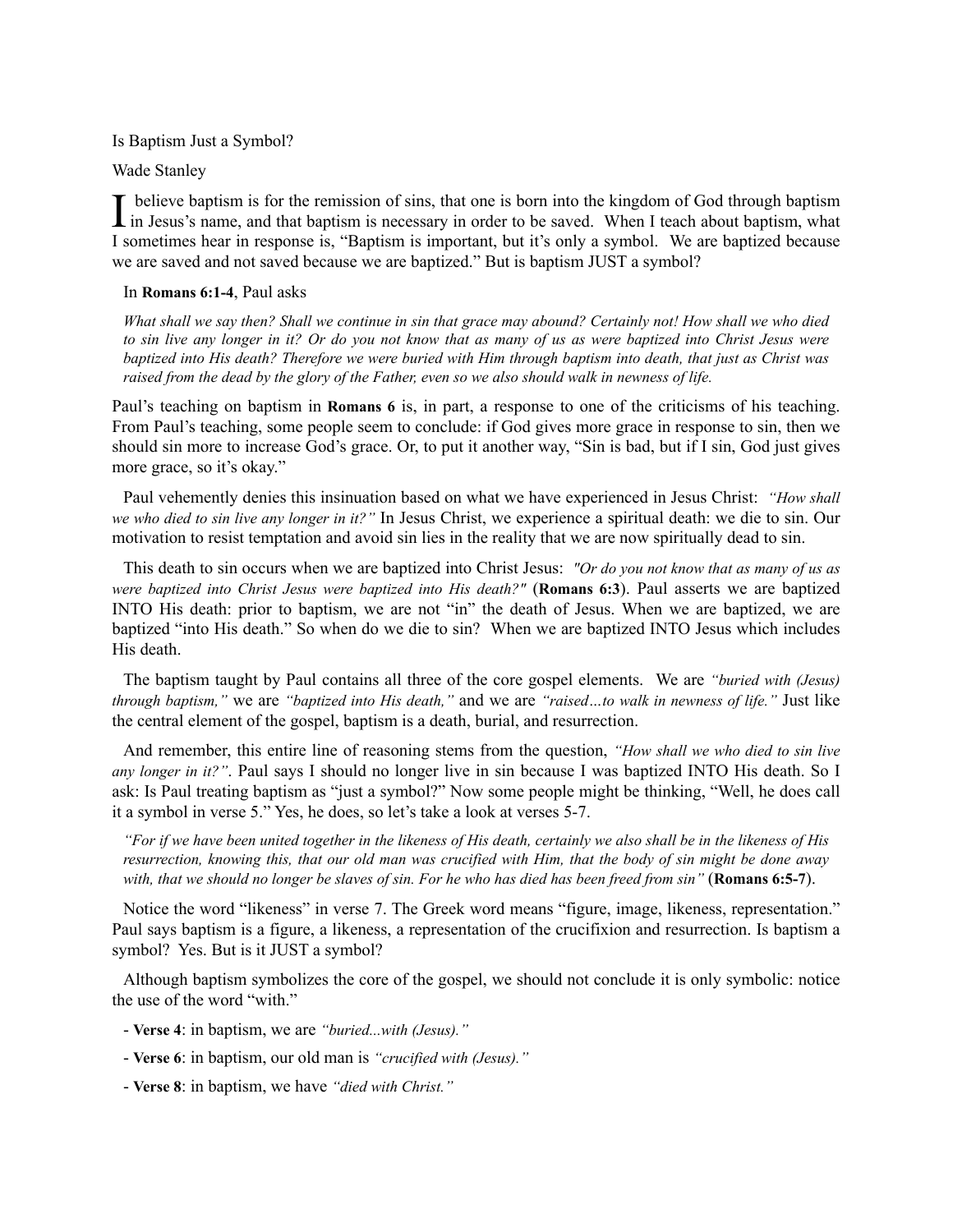# Is Baptism Just a Symbol?

Wade Stanley

I believe baptism is for the remission of sins, that one is born into the kingdom of God through baptism in Jesus's name, and that baptism is necessary in order to be saved. When I teach about baptism, what I sometimes hear in response is, "Baptism is important, but it's only a symbol. We are baptized because we are saved and not saved because we are baptized." But is baptism JUST a symbol?

In **Romans 6:1-4**, Paul asks

> *What shall we say then? Shall we continue in sin that grace may abound? Certainly not! How shall we who died to sin live any longer in it? Or do you not know that as many of us as were baptized into Christ Jesus were baptized into His death? Therefore we were buried with Him through baptism into death, that just as Christ was raised from the dead by the glory of the Father, even so we also should walk in newness of life.*

Paul's teaching on baptism in **Romans 6** is, in part, a response to one of the criticisms of his teaching. From Paul's teaching, some people seem to conclude: if God gives more grace in response to sin, then we should sin more to increase God's grace. Or, to put it another way, "Sin is bad, but if I sin, God just gives more grace, so it's okay."

Paul vehemently denies this insinuation based on what we have experienced in Jesus Christ: *"How shall we who died to sin live any longer in it?"* In Jesus Christ, we experience a spiritual death: we die to sin. Our motivation to resist temptation and avoid sin lies in the reality that we are now spiritually dead to sin.

This death to sin occurs when we are baptized into Christ Jesus: *"Or do you not know that as many of us as were baptized into Christ Jesus were baptized into His death?"* (**Romans 6:3**). Paul asserts we are baptized INTO His death: prior to baptism, we are not "in" the death of Jesus. When we are baptized, we are baptized "into His death." So when do we die to sin? When we are baptized INTO Jesus which includes His death.

The baptism taught by Paul contains all three of the core gospel elements. We are *"buried with (Jesus) through baptism,"* we are *"baptized into His death,"* and we are *"raised…to walk in newness of life."* Just like the central element of the gospel, baptism is a death, burial, and resurrection.

And remember, this entire line of reasoning stems from the question, *"How shall we who died to sin live any longer in it?"*. Paul says I should no longer live in sin because I was baptized INTO His death. So I ask: Is Paul treating baptism as "just a symbol?" Now some people might be thinking, "Well, he does call it a symbol in verse 5." Yes, he does, so let's take a look at verses 5-7.

> *"For if we have been united together in the likeness of His death, certainly we also shall be in the likeness of His resurrection, knowing this, that our old man was crucified with Him, that the body of sin might be done away with, that we should no longer be slaves of sin. For he who has died has been freed from sin"* (**Romans 6:5-7**).

Notice the word "likeness" in verse 7. The Greek word means "figure, image, likeness, representation." Paul says baptism is a figure, a likeness, a representation of the crucifixion and resurrection. Is baptism a symbol? Yes. But is it JUST a symbol?

Although baptism symbolizes the core of the gospel, we should not conclude it is only symbolic: notice the use of the word "with."

- **Verse 4**: in baptism, we are *"buried...with (Jesus)."*
- **Verse 6**: in baptism, our old man is *"crucified with (Jesus)."*
- **Verse 8**: in baptism, we have *"died with Christ."*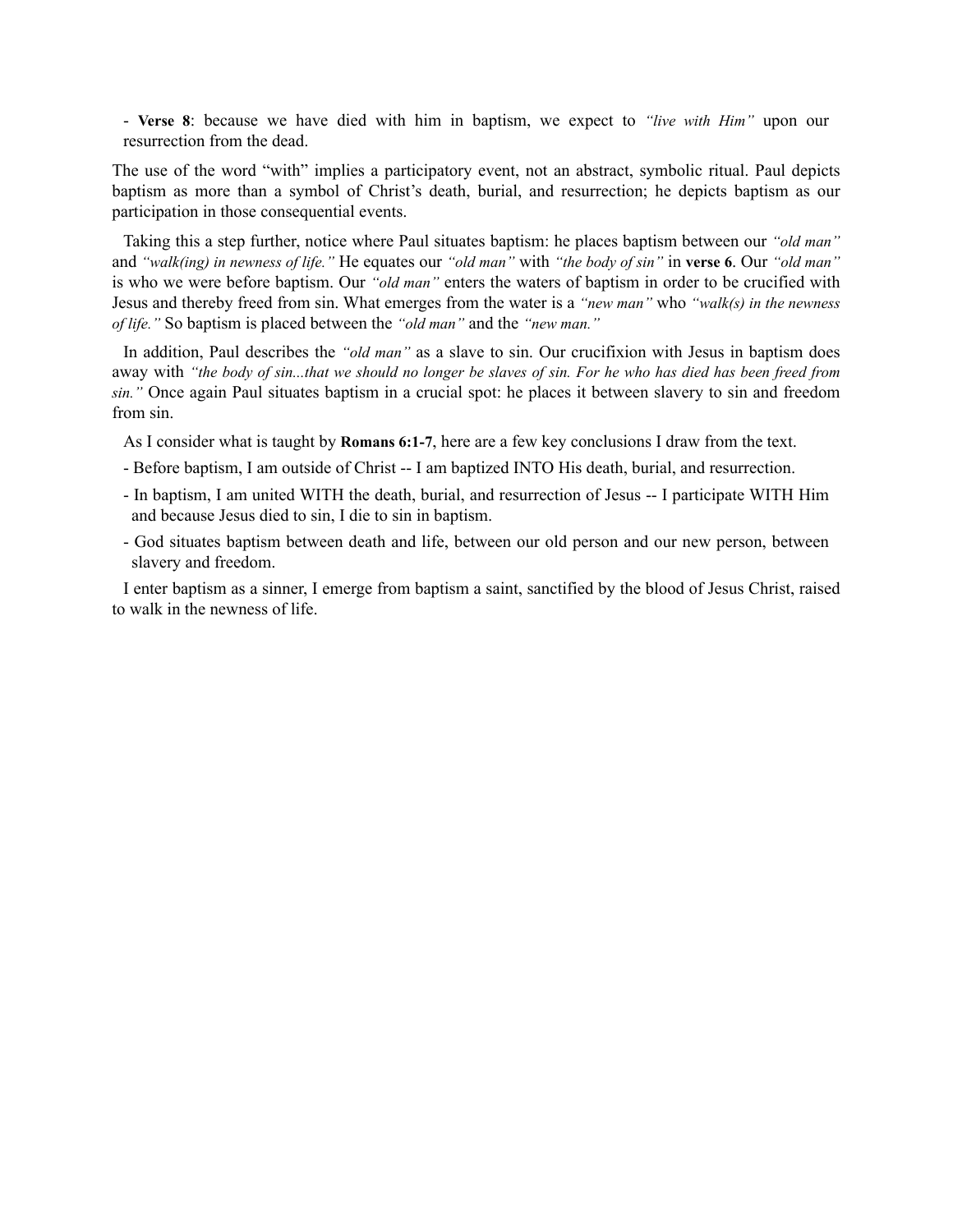- **Verse 8**: because we have died with him in baptism, we expect to *"live with Him"* upon our resurrection from the dead.

The use of the word "with" implies a participatory event, not an abstract, symbolic ritual. Paul depicts baptism as more than a symbol of Christ's death, burial, and resurrection; he depicts baptism as our participation in those consequential events.

Taking this a step further, notice where Paul situates baptism: he places baptism between our *"old man"* and *"walk(ing) in newness of life."* He equates our *"old man"* with *"the body of sin"* in **verse 6**. Our *"old man"* is who we were before baptism. Our *"old man"* enters the waters of baptism in order to be crucified with Jesus and thereby freed from sin. What emerges from the water is a *"new man"* who *"walk(s) in the newness of life."* So baptism is placed between the *"old man"* and the *"new man."*

In addition, Paul describes the *"old man"* as a slave to sin. Our crucifixion with Jesus in baptism does away with *"the body of sin...that we should no longer be slaves of sin. For he who has died has been freed from sin."* Once again Paul situates baptism in a crucial spot: he places it between slavery to sin and freedom from sin.

As I consider what is taught by **Romans 6:1-7**, here are a few key conclusions I draw from the text.

- Before baptism, I am outside of Christ -- I am baptized INTO His death, burial, and resurrection.
- In baptism, I am united WITH the death, burial, and resurrection of Jesus -- I participate WITH Him and because Jesus died to sin, I die to sin in baptism.
- God situates baptism between death and life, between our old person and our new person, between slavery and freedom.

I enter baptism as a sinner, I emerge from baptism a saint, sanctified by the blood of Jesus Christ, raised to walk in the newness of life.